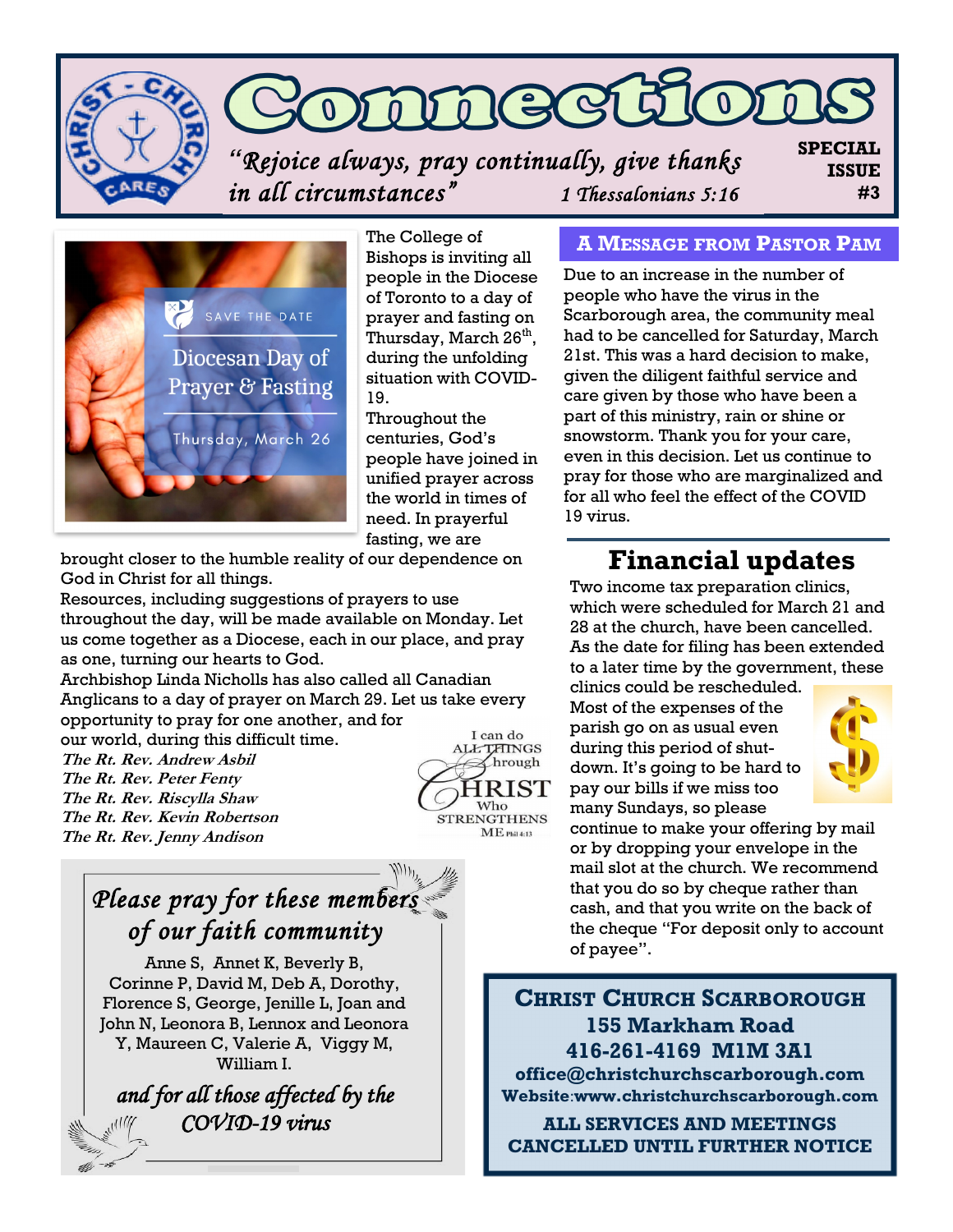# Connections

*"Rejoice always, pray continually, give thanks in all circumstances"* 1 Thessalonians 5:16

**SPECIAL ISSUE #3**

SAVE THE DATE

Diocesan Day of Prayer & Fasting

Thursday, March 26

The College of Bishops is inviting all people in the Diocese of Toronto to a day of prayer and fasting on Thursday, March 26th, during the unfolding situation with COVID-19.

Throughout the centuries, God's people have joined in unified prayer across the world in times of need. In prayerful fasting, we are brought closer to the humble reality of our dependence on God in Christ for all things.

Resources, including suggestions of prayers to use throughout the day, will be made available on Monday. Let us come together as a Diocese, each in our place, and pray as one, turning our hearts to God.

Archbishop Linda Nicholls has also called all Canadian Anglicans to a day of prayer on March 29. Let us take every opportunity to pray for one another, and for our world, during this difficult time.

*The Rt. Rev. Andrew Asbil*
*The Rt. Rev. Peter Fenty*
*The Rt. Rev. Riscylla Shaw*
*The Rt. Rev. Kevin Robertson*
*The Rt. Rev. Jenny Andison*

I can do ALL THINGS through CHRIST Who STRENGTHENS ME Phil 4:13

## *Please pray for these members of our faith community*

Anne S, Annet K, Beverly B, Corinne P, David M, Deb A, Dorothy, Florence S, George, Jenille L, Joan and John N, Leonora B, Lennox and Leonora Y, Maureen C, Valerie A, Viggy M, William I.

*and for all those affected by the COVID-19 virus*

## A Message from Pastor Pam

Due to an increase in the number of people who have the virus in the Scarborough area, the community meal had to be cancelled for Saturday, March 21st. This was a hard decision to make, given the diligent faithful service and care given by those who have been a part of this ministry, rain or shine or snowstorm. Thank you for your care, even in this decision. Let us continue to pray for those who are marginalized and for all who feel the effect of the COVID 19 virus.

## Financial updates

Two income tax preparation clinics, which were scheduled for March 21 and 28 at the church, have been cancelled. As the date for filing has been extended to a later time by the government, these clinics could be rescheduled.

Most of the expenses of the parish go on as usual even during this period of shut-down. It's going to be hard to pay our bills if we miss too many Sundays, so please continue to make your offering by mail or by dropping your envelope in the mail slot at the church. We recommend that you do so by cheque rather than cash, and that you write on the back of the cheque "For deposit only to account of payee".

**CHRIST CHURCH SCARBOROUGH**
**155 Markham Road**
**416-261-4169 M1M 3A1**
**office@christchurchscarborough.com**
**Website:www.christchurchscarborough.com**

**ALL SERVICES AND MEETINGS CANCELLED UNTIL FURTHER NOTICE**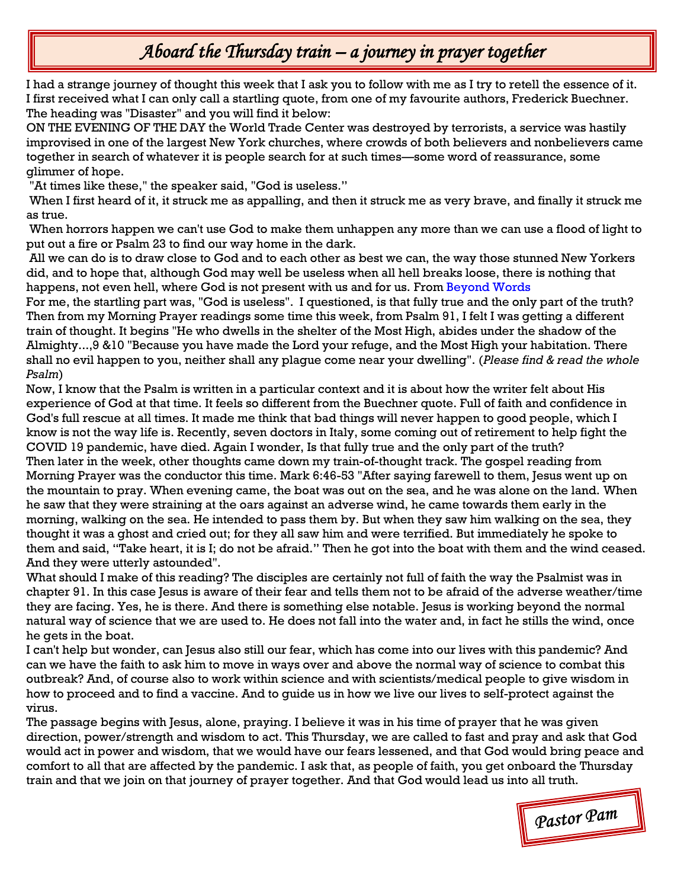# *Aboard the Thursday train – a journey in prayer together*

I had a strange journey of thought this week that I ask you to follow with me as I try to retell the essence of it. I first received what I can only call a startling quote, from one of my favourite authors, Frederick Buechner. The heading was "Disaster" and you will find it below:

ON THE EVENING OF THE DAY the World Trade Center was destroyed by terrorists, a service was hastily improvised in one of the largest New York churches, where crowds of both believers and nonbelievers came together in search of whatever it is people search for at such times—some word of reassurance, some glimmer of hope.

"At times like these," the speaker said, "God is useless."

When I first heard of it, it struck me as appalling, and then it struck me as very brave, and finally it struck me as true.

When horrors happen we can't use God to make them unhappen any more than we can use a flood of light to put out a fire or Psalm 23 to find our way home in the dark.

All we can do is to draw close to God and to each other as best we can, the way those stunned New Yorkers did, and to hope that, although God may well be useless when all hell breaks loose, there is nothing that happens, not even hell, where God is not present with us and for us. From Beyond Words

For me, the startling part was, "God is useless". I questioned, is that fully true and the only part of the truth? Then from my Morning Prayer readings some time this week, from Psalm 91, I felt I was getting a different train of thought. It begins "He who dwells in the shelter of the Most High, abides under the shadow of the Almighty...,9 &10 "Because you have made the Lord your refuge, and the Most High your habitation. There shall no evil happen to you, neither shall any plague come near your dwelling". (*Please find & read the whole Psalm*)

Now, I know that the Psalm is written in a particular context and it is about how the writer felt about His experience of God at that time. It feels so different from the Buechner quote. Full of faith and confidence in God's full rescue at all times. It made me think that bad things will never happen to good people, which I know is not the way life is. Recently, seven doctors in Italy, some coming out of retirement to help fight the COVID 19 pandemic, have died. Again I wonder, Is that fully true and the only part of the truth?

Then later in the week, other thoughts came down my train-of-thought track. The gospel reading from Morning Prayer was the conductor this time. Mark 6:46-53 "After saying farewell to them, Jesus went up on the mountain to pray. When evening came, the boat was out on the sea, and he was alone on the land. When he saw that they were straining at the oars against an adverse wind, he came towards them early in the morning, walking on the sea. He intended to pass them by. But when they saw him walking on the sea, they thought it was a ghost and cried out; for they all saw him and were terrified. But immediately he spoke to them and said, "Take heart, it is I; do not be afraid." Then he got into the boat with them and the wind ceased. And they were utterly astounded".

What should I make of this reading? The disciples are certainly not full of faith the way the Psalmist was in chapter 91. In this case Jesus is aware of their fear and tells them not to be afraid of the adverse weather/time they are facing. Yes, he is there. And there is something else notable. Jesus is working beyond the normal natural way of science that we are used to. He does not fall into the water and, in fact he stills the wind, once he gets in the boat.

I can't help but wonder, can Jesus also still our fear, which has come into our lives with this pandemic? And can we have the faith to ask him to move in ways over and above the normal way of science to combat this outbreak? And, of course also to work within science and with scientists/medical people to give wisdom in how to proceed and to find a vaccine. And to guide us in how we live our lives to self-protect against the virus.

The passage begins with Jesus, alone, praying. I believe it was in his time of prayer that he was given direction, power/strength and wisdom to act. This Thursday, we are called to fast and pray and ask that God would act in power and wisdom, that we would have our fears lessened, and that God would bring peace and comfort to all that are affected by the pandemic. I ask that, as people of faith, you get onboard the Thursday train and that we join on that journey of prayer together. And that God would lead us into all truth.

*Pastor Pam*